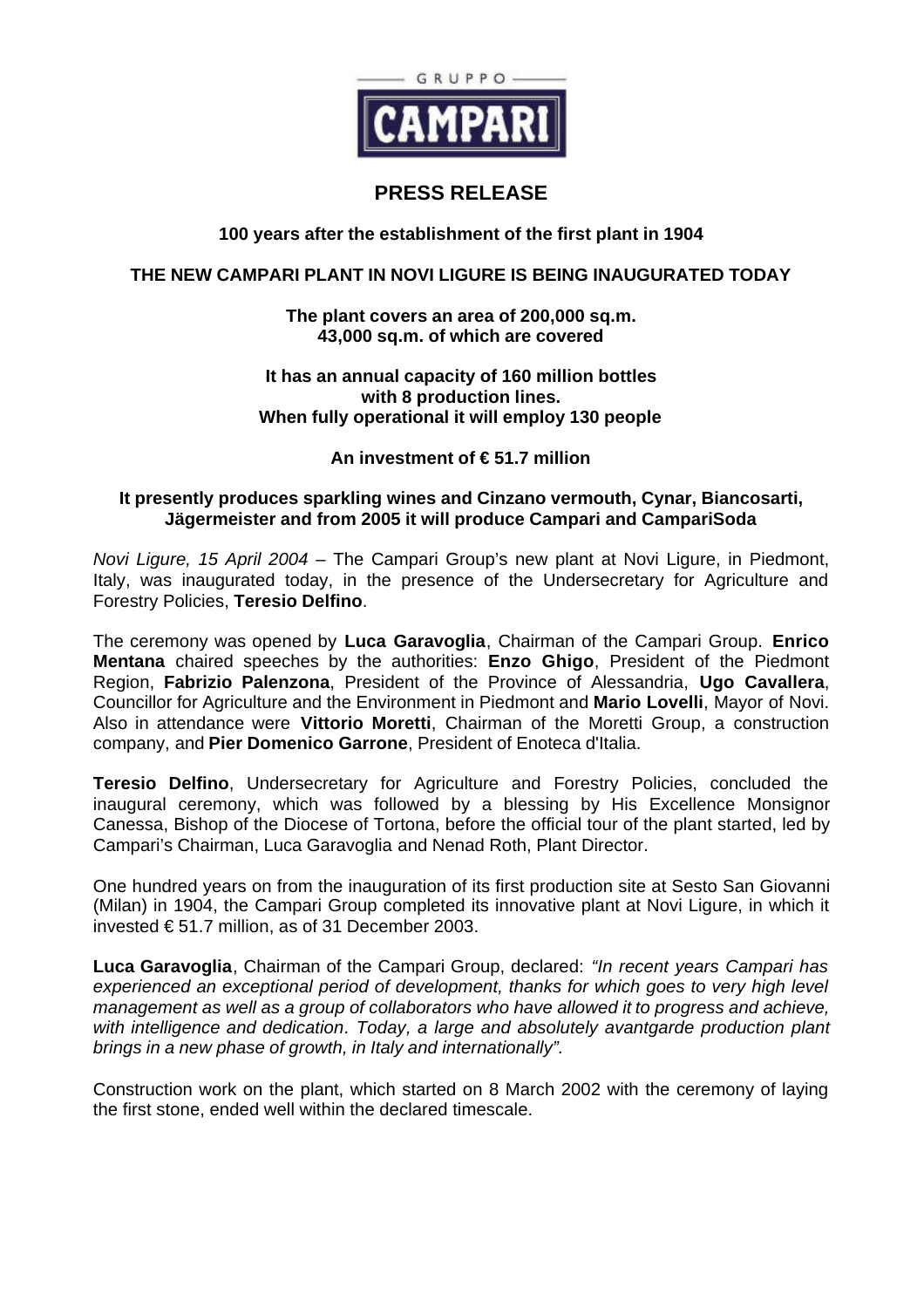GRUPPO CAMPARI

# PRESS RELEASE

**100 years after the establishment of the first plant in 1904**

## THE NEW CAMPARI PLANT IN NOVI LIGURE IS BEING INAUGURATED TODAY

**The plant covers an area of 200,000 sq.m.**
**43,000 sq.m. of which are covered**

**It has an annual capacity of 160 million bottles**
**with 8 production lines.**
**When fully operational it will employ 130 people**

**An investment of € 51.7 million**

**It presently produces sparkling wines and Cinzano vermouth, Cynar, Biancosarti, Jägermeister and from 2005 it will produce Campari and CampariSoda**

*Novi Ligure, 15 April 2004* – The Campari Group's new plant at Novi Ligure, in Piedmont, Italy, was inaugurated today, in the presence of the Undersecretary for Agriculture and Forestry Policies, **Teresio Delfino**.

The ceremony was opened by **Luca Garavoglia**, Chairman of the Campari Group. **Enrico Mentana** chaired speeches by the authorities: **Enzo Ghigo**, President of the Piedmont Region, **Fabrizio Palenzona**, President of the Province of Alessandria, **Ugo Cavallera**, Councillor for Agriculture and the Environment in Piedmont and **Mario Lovelli**, Mayor of Novi. Also in attendance were **Vittorio Moretti**, Chairman of the Moretti Group, a construction company, and **Pier Domenico Garrone**, President of Enoteca d'Italia.

**Teresio Delfino**, Undersecretary for Agriculture and Forestry Policies, concluded the inaugural ceremony, which was followed by a blessing by His Excellence Monsignor Canessa, Bishop of the Diocese of Tortona, before the official tour of the plant started, led by Campari's Chairman, Luca Garavoglia and Nenad Roth, Plant Director.

One hundred years on from the inauguration of its first production site at Sesto San Giovanni (Milan) in 1904, the Campari Group completed its innovative plant at Novi Ligure, in which it invested € 51.7 million, as of 31 December 2003.

**Luca Garavoglia**, Chairman of the Campari Group, declared: *"In recent years Campari has experienced an exceptional period of development, thanks for which goes to very high level management as well as a group of collaborators who have allowed it to progress and achieve, with intelligence and dedication. Today, a large and absolutely avantgarde production plant brings in a new phase of growth, in Italy and internationally".*

Construction work on the plant, which started on 8 March 2002 with the ceremony of laying the first stone, ended well within the declared timescale.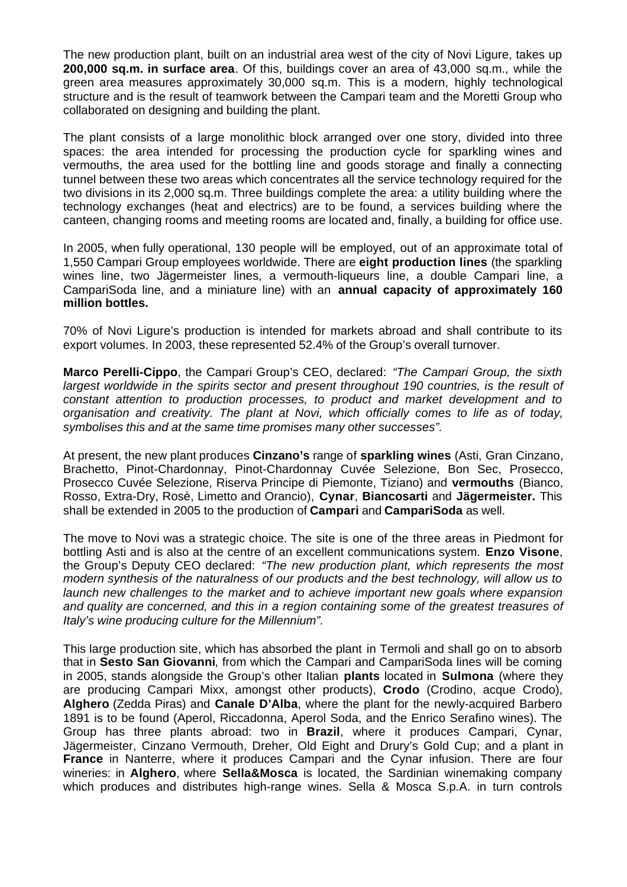The new production plant, built on an industrial area west of the city of Novi Ligure, takes up **200,000 sq.m. in surface area**. Of this, buildings cover an area of 43,000 sq.m., while the green area measures approximately 30,000 sq.m. This is a modern, highly technological structure and is the result of teamwork between the Campari team and the Moretti Group who collaborated on designing and building the plant.

The plant consists of a large monolithic block arranged over one story, divided into three spaces: the area intended for processing the production cycle for sparkling wines and vermouths, the area used for the bottling line and goods storage and finally a connecting tunnel between these two areas which concentrates all the service technology required for the two divisions in its 2,000 sq.m. Three buildings complete the area: a utility building where the technology exchanges (heat and electrics) are to be found, a services building where the canteen, changing rooms and meeting rooms are located and, finally, a building for office use.

In 2005, when fully operational, 130 people will be employed, out of an approximate total of 1,550 Campari Group employees worldwide. There are **eight production lines** (the sparkling wines line, two Jägermeister lines, a vermouth-liqueurs line, a double Campari line, a CampariSoda line, and a miniature line) with an **annual capacity of approximately 160 million bottles.**

70% of Novi Ligure's production is intended for markets abroad and shall contribute to its export volumes. In 2003, these represented 52.4% of the Group's overall turnover.

**Marco Perelli-Cippo**, the Campari Group's CEO, declared: *"The Campari Group, the sixth largest worldwide in the spirits sector and present throughout 190 countries, is the result of constant attention to production processes, to product and market development and to organisation and creativity. The plant at Novi, which officially comes to life as of today, symbolises this and at the same time promises many other successes".*

At present, the new plant produces **Cinzano's** range of **sparkling wines** (Asti, Gran Cinzano, Brachetto, Pinot-Chardonnay, Pinot-Chardonnay Cuvée Selezione, Bon Sec, Prosecco, Prosecco Cuvée Selezione, Riserva Principe di Piemonte, Tiziano) and **vermouths** (Bianco, Rosso, Extra-Dry, Rosè, Limetto and Orancio), **Cynar**, **Biancosarti** and **Jägermeister.** This shall be extended in 2005 to the production of **Campari** and **CampariSoda** as well.

The move to Novi was a strategic choice. The site is one of the three areas in Piedmont for bottling Asti and is also at the centre of an excellent communications system. **Enzo Visone**, the Group's Deputy CEO declared: *"The new production plant, which represents the most modern synthesis of the naturalness of our products and the best technology, will allow us to launch new challenges to the market and to achieve important new goals where expansion and quality are concerned, and this in a region containing some of the greatest treasures of Italy's wine producing culture for the Millennium".*

This large production site, which has absorbed the plant in Termoli and shall go on to absorb that in **Sesto San Giovanni**, from which the Campari and CampariSoda lines will be coming in 2005, stands alongside the Group's other Italian **plants** located in **Sulmona** (where they are producing Campari Mixx, amongst other products), **Crodo** (Crodino, acque Crodo), **Alghero** (Zedda Piras) and **Canale D'Alba**, where the plant for the newly-acquired Barbero 1891 is to be found (Aperol, Riccadonna, Aperol Soda, and the Enrico Serafino wines). The Group has three plants abroad: two in **Brazil**, where it produces Campari, Cynar, Jägermeister, Cinzano Vermouth, Dreher, Old Eight and Drury's Gold Cup; and a plant in **France** in Nanterre, where it produces Campari and the Cynar infusion. There are four wineries: in **Alghero**, where **Sella&Mosca** is located, the Sardinian winemaking company which produces and distributes high-range wines. Sella & Mosca S.p.A. in turn controls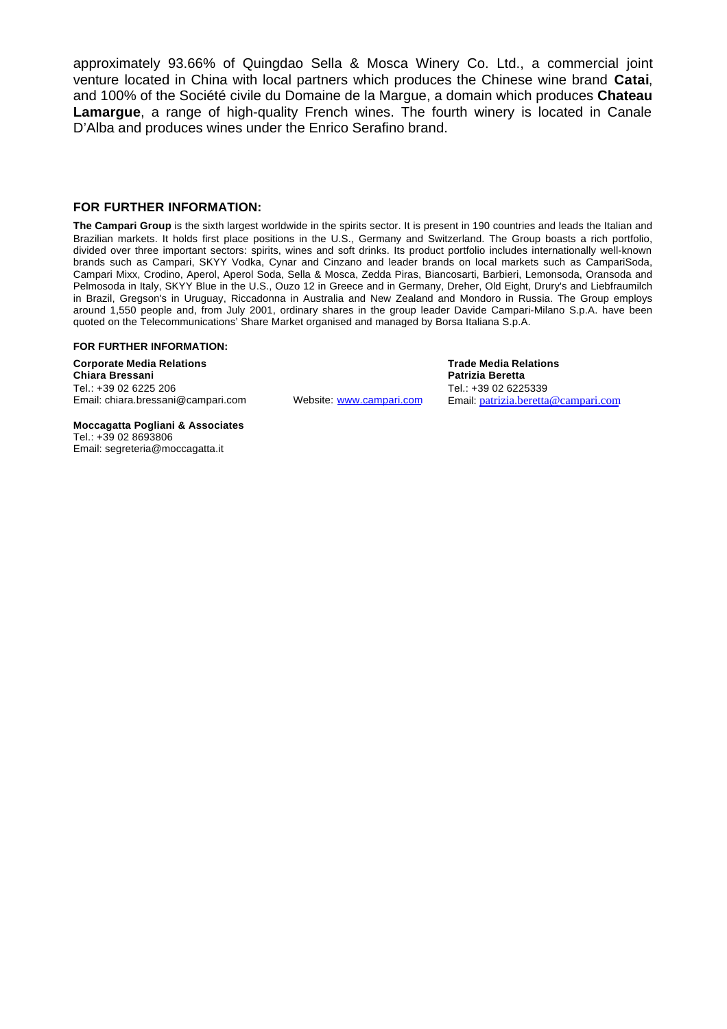approximately 93.66% of Quingdao Sella & Mosca Winery Co. Ltd., a commercial joint venture located in China with local partners which produces the Chinese wine brand **Catai**, and 100% of the Société civile du Domaine de la Margue, a domain which produces **Chateau Lamargue**, a range of high-quality French wines. The fourth winery is located in Canale D'Alba and produces wines under the Enrico Serafino brand.

## FOR FURTHER INFORMATION:

**The Campari Group** is the sixth largest worldwide in the spirits sector. It is present in 190 countries and leads the Italian and Brazilian markets. It holds first place positions in the U.S., Germany and Switzerland. The Group boasts a rich portfolio, divided over three important sectors: spirits, wines and soft drinks. Its product portfolio includes internationally well-known brands such as Campari, SKYY Vodka, Cynar and Cinzano and leader brands on local markets such as CampariSoda, Campari Mixx, Crodino, Aperol, Aperol Soda, Sella & Mosca, Zedda Piras, Biancosarti, Barbieri, Lemonsoda, Oransoda and Pelmosoda in Italy, SKYY Blue in the U.S., Ouzo 12 in Greece and in Germany, Dreher, Old Eight, Drury's and Liebfraumilch in Brazil, Gregson's in Uruguay, Riccadonna in Australia and New Zealand and Mondoro in Russia. The Group employs around 1,550 people and, from July 2001, ordinary shares in the group leader Davide Campari-Milano S.p.A. have been quoted on the Telecommunications' Share Market organised and managed by Borsa Italiana S.p.A.

**FOR FURTHER INFORMATION:**

**Corporate Media Relations**
**Chiara Bressani**
Tel.: +39 02 6225 206
Email: chiara.bressani@campari.com

Website: www.campari.com

**Trade Media Relations**
**Patrizia Beretta**
Tel.: +39 02 6225339
Email: patrizia.beretta@campari.com

**Moccagatta Pogliani & Associates**
Tel.: +39 02 8693806
Email: segreteria@moccagatta.it